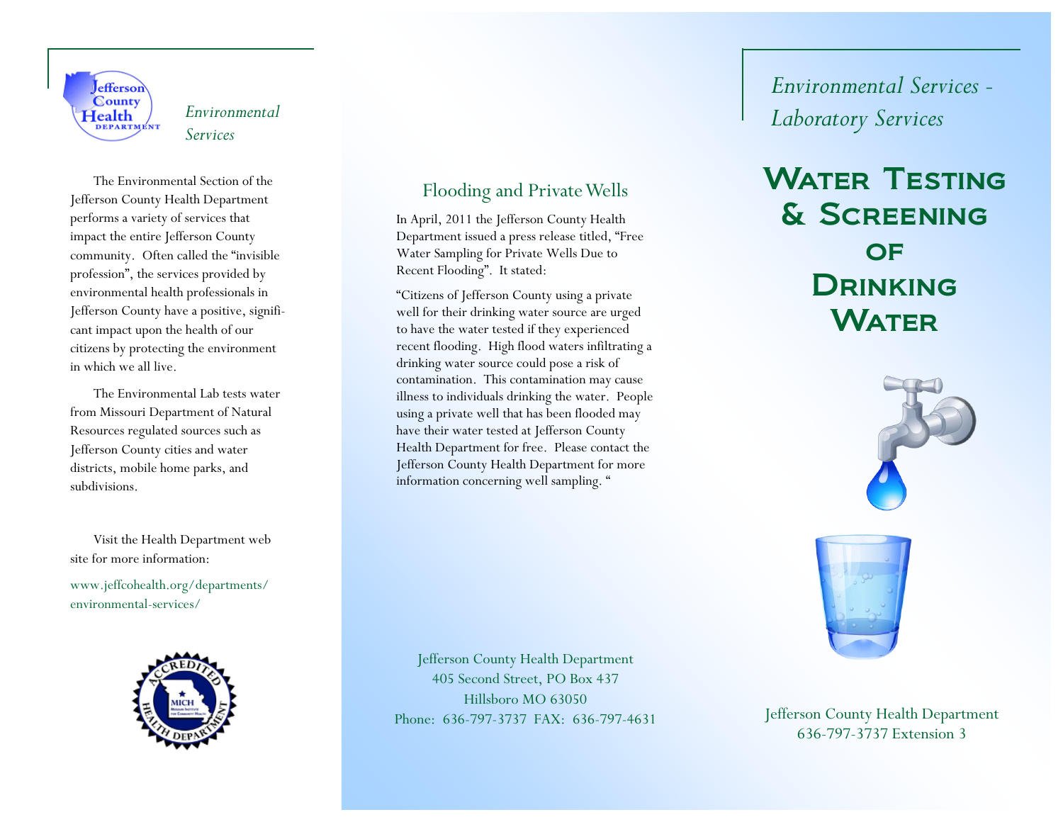*Environmental Services*

The Environmental Section of the Jefferson County Health Department performs a variety of services that impact the entire Jefferson County community. Often called the "invisible profession", the services provided by environmental health professionals in Jefferson County have a positive, significant impact upon the health of our citizens by protecting the environment in which we all live.

The Environmental Lab tests water from Missouri Department of Natural Resources regulated sources such as Jefferson County cities and water districts, mobile home parks, and subdivisions.

Visit the Health Department web site for more information:

www.jeffcohealth.org/departments/environmental-services/

## Flooding and Private Wells

In April, 2011 the Jefferson County Health Department issued a press release titled, "Free Water Sampling for Private Wells Due to Recent Flooding". It stated:

"Citizens of Jefferson County using a private well for their drinking water source are urged to have the water tested if they experienced recent flooding. High flood waters infiltrating a drinking water source could pose a risk of contamination. This contamination may cause illness to individuals drinking the water. People using a private well that has been flooded may have their water tested at Jefferson County Health Department for free. Please contact the Jefferson County Health Department for more information concerning well sampling. "

Jefferson County Health Department
405 Second Street, PO Box 437
Hillsboro MO 63050
Phone: 636-797-3737 FAX: 636-797-4631

*Environmental Services - Laboratory Services*

# Water Testing & Screening of Drinking Water

Jefferson County Health Department
636-797-3737 Extension 3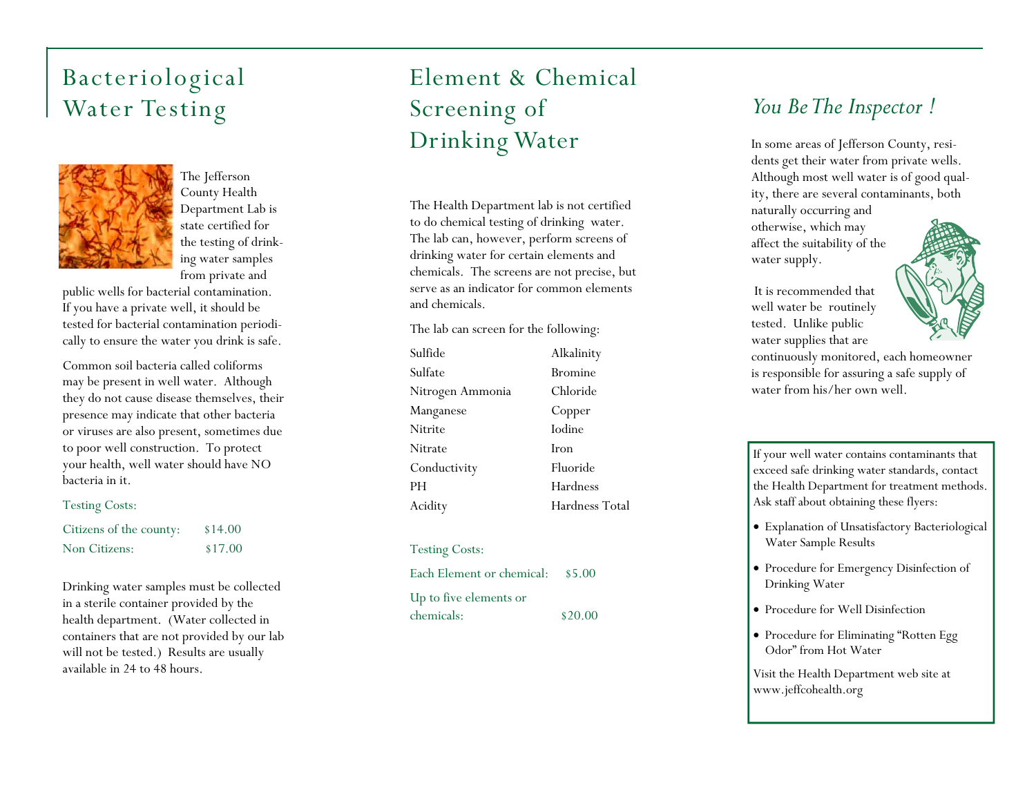# Bacteriological Water Testing

The Jefferson County Health Department Lab is state certified for the testing of drinking water samples from private and public wells for bacterial contamination. If you have a private well, it should be tested for bacterial contamination periodically to ensure the water you drink is safe.

Common soil bacteria called coliforms may be present in well water. Although they do not cause disease themselves, their presence may indicate that other bacteria or viruses are also present, sometimes due to poor well construction. To protect your health, well water should have NO bacteria in it.

Testing Costs:

| | |
|---|---|
| Citizens of the county: | $14.00 |
| Non Citizens: | $17.00 |

Drinking water samples must be collected in a sterile container provided by the health department. (Water collected in containers that are not provided by our lab will not be tested.) Results are usually available in 24 to 48 hours.

# Element & Chemical Screening of Drinking Water

The Health Department lab is not certified to do chemical testing of drinking water. The lab can, however, perform screens of drinking water for certain elements and chemicals. The screens are not precise, but serve as an indicator for common elements and chemicals.

The lab can screen for the following:

| | |
|---|---|
| Sulfide | Alkalinity |
| Sulfate | Bromine |
| Nitrogen Ammonia | Chloride |
| Manganese | Copper |
| Nitrite | Iodine |
| Nitrate | Iron |
| Conductivity | Fluoride |
| PH | Hardness |
| Acidity | Hardness Total |

Testing Costs:

| | |
|---|---|
| Each Element or chemical: | $5.00 |
| Up to five elements or chemicals: | $20.00 |

## *You Be The Inspector !*

In some areas of Jefferson County, residents get their water from private wells. Although most well water is of good quality, there are several contaminants, both naturally occurring and otherwise, which may affect the suitability of the water supply.

It is recommended that well water be routinely tested. Unlike public water supplies that are continuously monitored, each homeowner is responsible for assuring a safe supply of water from his/her own well.

If your well water contains contaminants that exceed safe drinking water standards, contact the Health Department for treatment methods. Ask staff about obtaining these flyers:

- Explanation of Unsatisfactory Bacteriological Water Sample Results
- Procedure for Emergency Disinfection of Drinking Water
- Procedure for Well Disinfection
- Procedure for Eliminating "Rotten Egg Odor" from Hot Water

Visit the Health Department web site at www.jeffcohealth.org